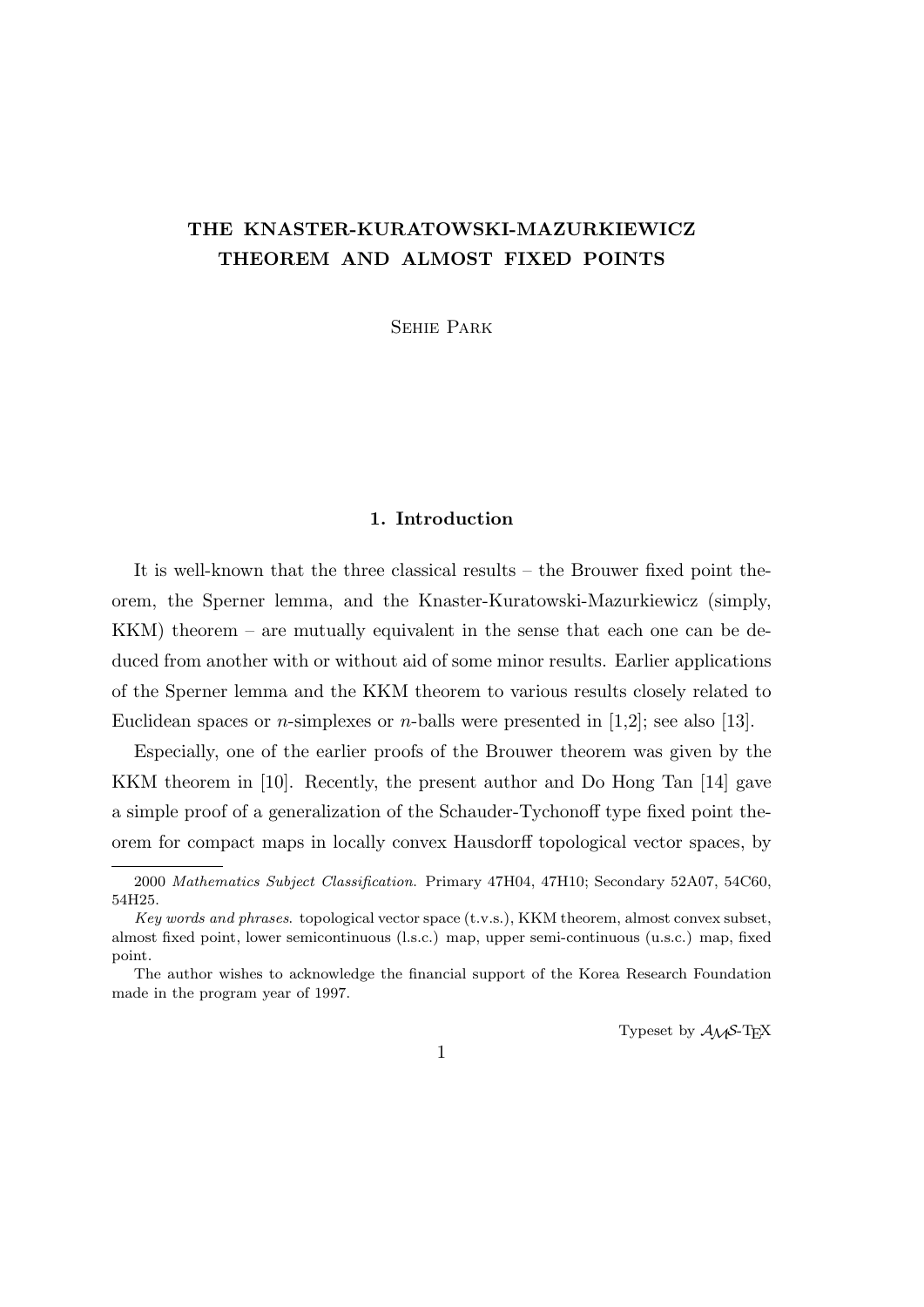# THE KNASTER-KURATOWSKI-MAZURKIEWICZ THEOREM AND ALMOST FIXED POINTS

Sehie Park

## 1. Introduction

It is well-known that the three classical results – the Brouwer fixed point theorem, the Sperner lemma, and the Knaster-Kuratowski-Mazurkiewicz (simply, KKM) theorem – are mutually equivalent in the sense that each one can be deduced from another with or without aid of some minor results. Earlier applications of the Sperner lemma and the KKM theorem to various results closely related to Euclidean spaces or $n$-simplexes or $n$-balls were presented in [1,2]; see also [13].

Especially, one of the earlier proofs of the Brouwer theorem was given by the KKM theorem in [10]. Recently, the present author and Do Hong Tan [14] gave a simple proof of a generalization of the Schauder-Tychonoff type fixed point theorem for compact maps in locally convex Hausdorff topological vector spaces, by

---

2000 *Mathematics Subject Classification*. Primary 47H04, 47H10; Secondary 52A07, 54C60, 54H25.

*Key words and phrases*. topological vector space (t.v.s.), KKM theorem, almost convex subset, almost fixed point, lower semicontinuous (l.s.c.) map, upper semi-continuous (u.s.c.) map, fixed point.

The author wishes to acknowledge the financial support of the Korea Research Foundation made in the program year of 1997.

Typeset by $\mathcal{AMS}$-TEX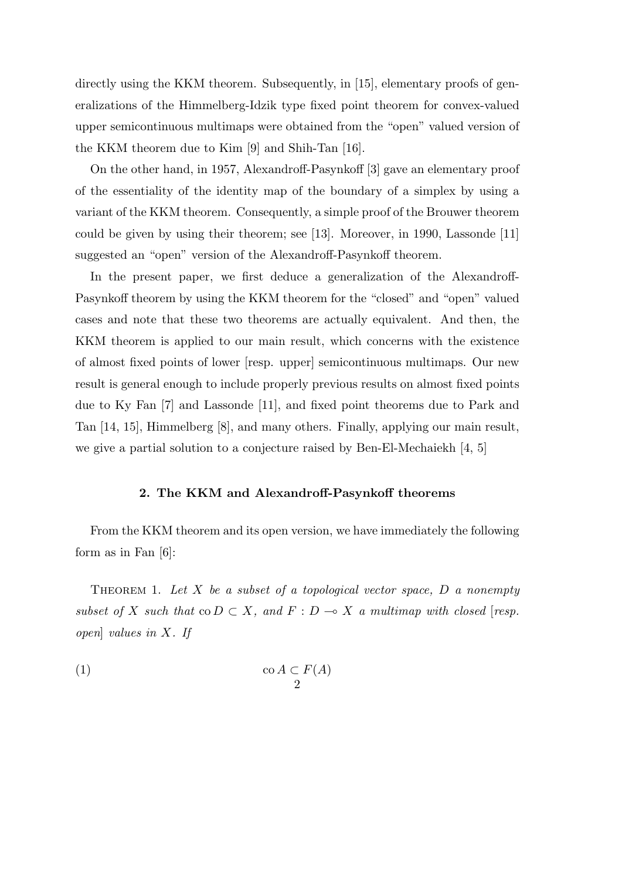directly using the KKM theorem. Subsequently, in [15], elementary proofs of generalizations of the Himmelberg-Idzik type fixed point theorem for convex-valued upper semicontinuous multimaps were obtained from the "open" valued version of the KKM theorem due to Kim [9] and Shih-Tan [16].

On the other hand, in 1957, Alexandroff-Pasynkoff [3] gave an elementary proof of the essentiality of the identity map of the boundary of a simplex by using a variant of the KKM theorem. Consequently, a simple proof of the Brouwer theorem could be given by using their theorem; see [13]. Moreover, in 1990, Lassonde [11] suggested an "open" version of the Alexandroff-Pasynkoff theorem.

In the present paper, we first deduce a generalization of the Alexandroff-Pasynkoff theorem by using the KKM theorem for the "closed" and "open" valued cases and note that these two theorems are actually equivalent. And then, the KKM theorem is applied to our main result, which concerns with the existence of almost fixed points of lower [resp. upper] semicontinuous multimaps. Our new result is general enough to include properly previous results on almost fixed points due to Ky Fan [7] and Lassonde [11], and fixed point theorems due to Park and Tan [14, 15], Himmelberg [8], and many others. Finally, applying our main result, we give a partial solution to a conjecture raised by Ben-El-Mechaiekh [4, 5]

## 2. The KKM and Alexandroff-Pasynkoff theorems

From the KKM theorem and its open version, we have immediately the following form as in Fan [6]:

THEOREM 1. *Let $X$ be a subset of a topological vector space, $D$ a nonempty subset of $X$ such that $\operatorname{co} D \subset X$, and $F : D \multimap X$ a multimap with closed [resp. open] values in $X$. If*

$$\operatorname{co} A \subset F(A) \tag{1}$$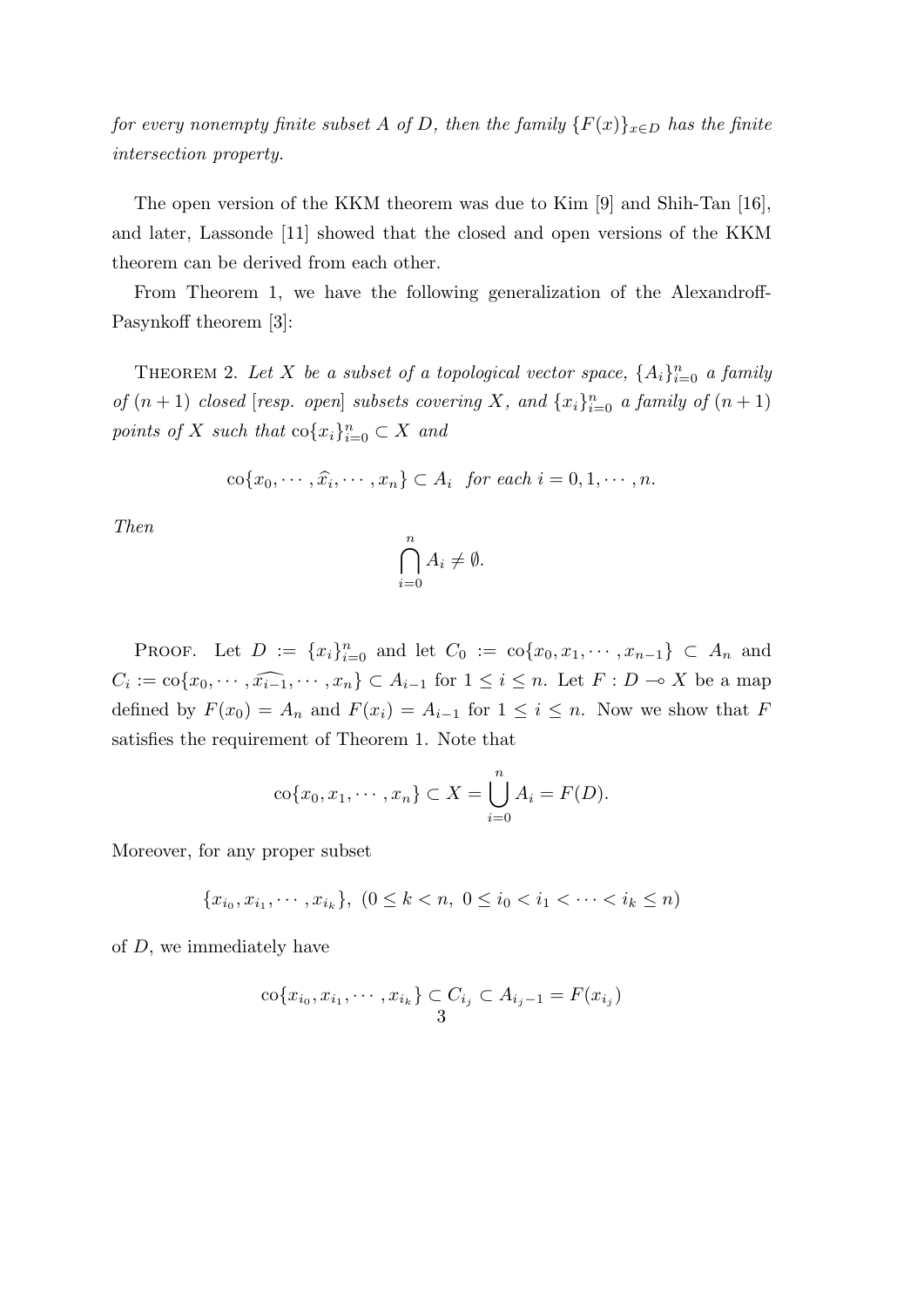*for every nonempty finite subset A of D, then the family $\{F(x)\}_{x\in D}$ has the finite intersection property.*

The open version of the KKM theorem was due to Kim [9] and Shih-Tan [16], and later, Lassonde [11] showed that the closed and open versions of the KKM theorem can be derived from each other.

From Theorem 1, we have the following generalization of the Alexandroff-Pasynkoff theorem [3]:

THEOREM 2. *Let $X$ be a subset of a topological vector space, $\{A_i\}_{i=0}^n$ a family of $(n+1)$ closed [resp. open] subsets covering $X$, and $\{x_i\}_{i=0}^n$ a family of $(n+1)$ points of $X$ such that $\mathrm{co}\{x_i\}_{i=0}^n \subset X$ and*

$$\mathrm{co}\{x_0, \cdots, \widehat{x}_i, \cdots, x_n\} \subset A_i \quad \textit{for each } i = 0, 1, \cdots, n.$$

*Then*

$$\bigcap_{i=0}^n A_i \neq \emptyset.$$

PROOF. Let $D := \{x_i\}_{i=0}^n$ and let $C_0 := \mathrm{co}\{x_0, x_1, \cdots, x_{n-1}\} \subset A_n$ and $C_i := \mathrm{co}\{x_0, \cdots, \widehat{x_{i-1}}, \cdots, x_n\} \subset A_{i-1}$ for $1 \leq i \leq n$. Let $F : D \multimap X$ be a map defined by $F(x_0) = A_n$ and $F(x_i) = A_{i-1}$ for $1 \leq i \leq n$. Now we show that $F$ satisfies the requirement of Theorem 1. Note that

$$\mathrm{co}\{x_0, x_1, \cdots, x_n\} \subset X = \bigcup_{i=0}^n A_i = F(D).$$

Moreover, for any proper subset

$$\{x_{i_0}, x_{i_1}, \cdots, x_{i_k}\},\ (0 \leq k < n,\ 0 \leq i_0 < i_1 < \cdots < i_k \leq n)$$

of $D$, we immediately have

$$\mathrm{co}\{x_{i_0}, x_{i_1}, \cdots, x_{i_k}\} \subset C_{i_j} \subset A_{i_j - 1} = F(x_{i_j})$$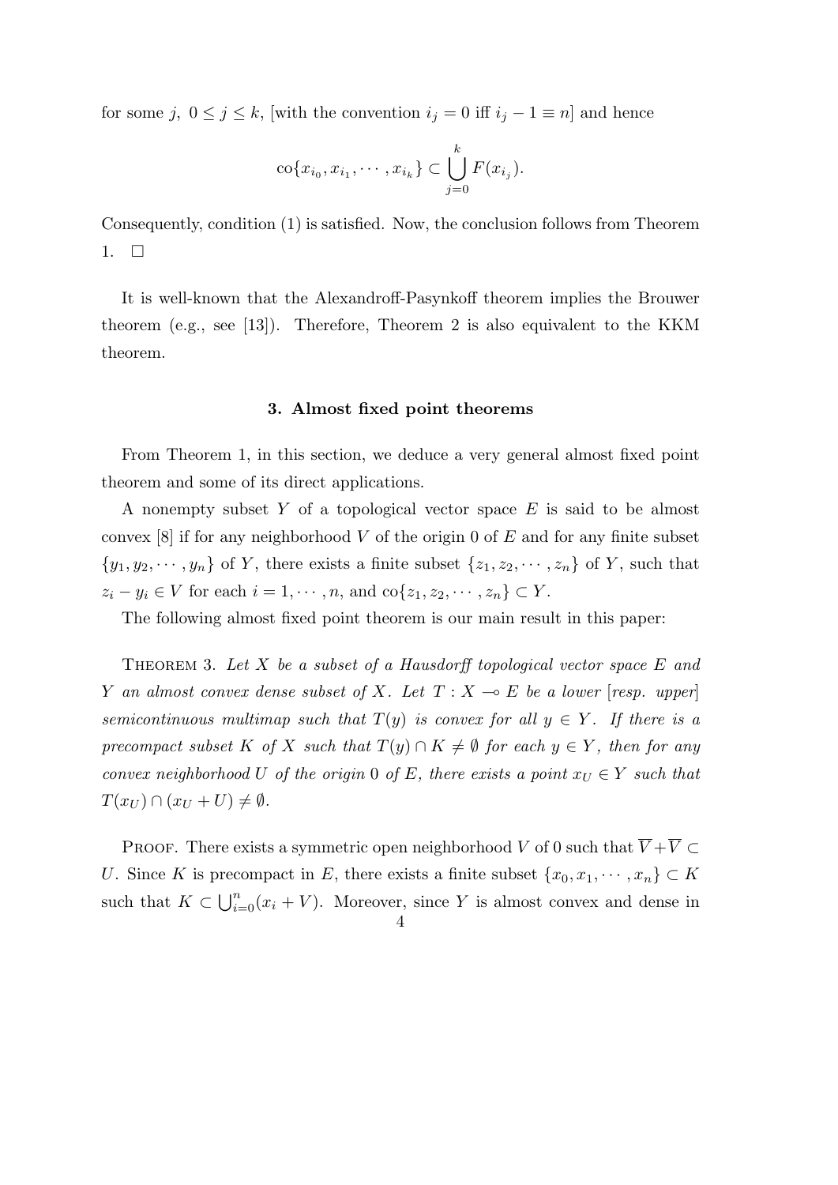for some $j$, $0 \leq j \leq k$, [with the convention $i_j = 0$ iff $i_j - 1 \equiv n$] and hence

$$\mathrm{co}\{x_{i_0}, x_{i_1}, \cdots, x_{i_k}\} \subset \bigcup_{j=0}^{k} F(x_{i_j}).$$

Consequently, condition (1) is satisfied. Now, the conclusion follows from Theorem 1. $\square$

It is well-known that the Alexandroff-Pasynkoff theorem implies the Brouwer theorem (e.g., see [13]). Therefore, Theorem 2 is also equivalent to the KKM theorem.

### 3. Almost fixed point theorems

From Theorem 1, in this section, we deduce a very general almost fixed point theorem and some of its direct applications.

A nonempty subset $Y$ of a topological vector space $E$ is said to be almost convex [8] if for any neighborhood $V$ of the origin 0 of $E$ and for any finite subset $\{y_1, y_2, \cdots, y_n\}$ of $Y$, there exists a finite subset $\{z_1, z_2, \cdots, z_n\}$ of $Y$, such that $z_i - y_i \in V$ for each $i = 1, \cdots, n$, and $\mathrm{co}\{z_1, z_2, \cdots, z_n\} \subset Y$.

The following almost fixed point theorem is our main result in this paper:

Theorem 3. *Let $X$ be a subset of a Hausdorff topological vector space $E$ and $Y$ an almost convex dense subset of $X$. Let $T : X \multimap E$ be a lower [resp. upper] semicontinuous multimap such that $T(y)$ is convex for all $y \in Y$. If there is a precompact subset $K$ of $X$ such that $T(y) \cap K \neq \emptyset$ for each $y \in Y$, then for any convex neighborhood $U$ of the origin 0 of $E$, there exists a point $x_U \in Y$ such that $T(x_U) \cap (x_U + U) \neq \emptyset$.*

Proof. There exists a symmetric open neighborhood $V$ of 0 such that $\overline{V} + \overline{V} \subset U$. Since $K$ is precompact in $E$, there exists a finite subset $\{x_0, x_1, \cdots, x_n\} \subset K$ such that $K \subset \bigcup_{i=0}^{n}(x_i + V)$. Moreover, since $Y$ is almost convex and dense in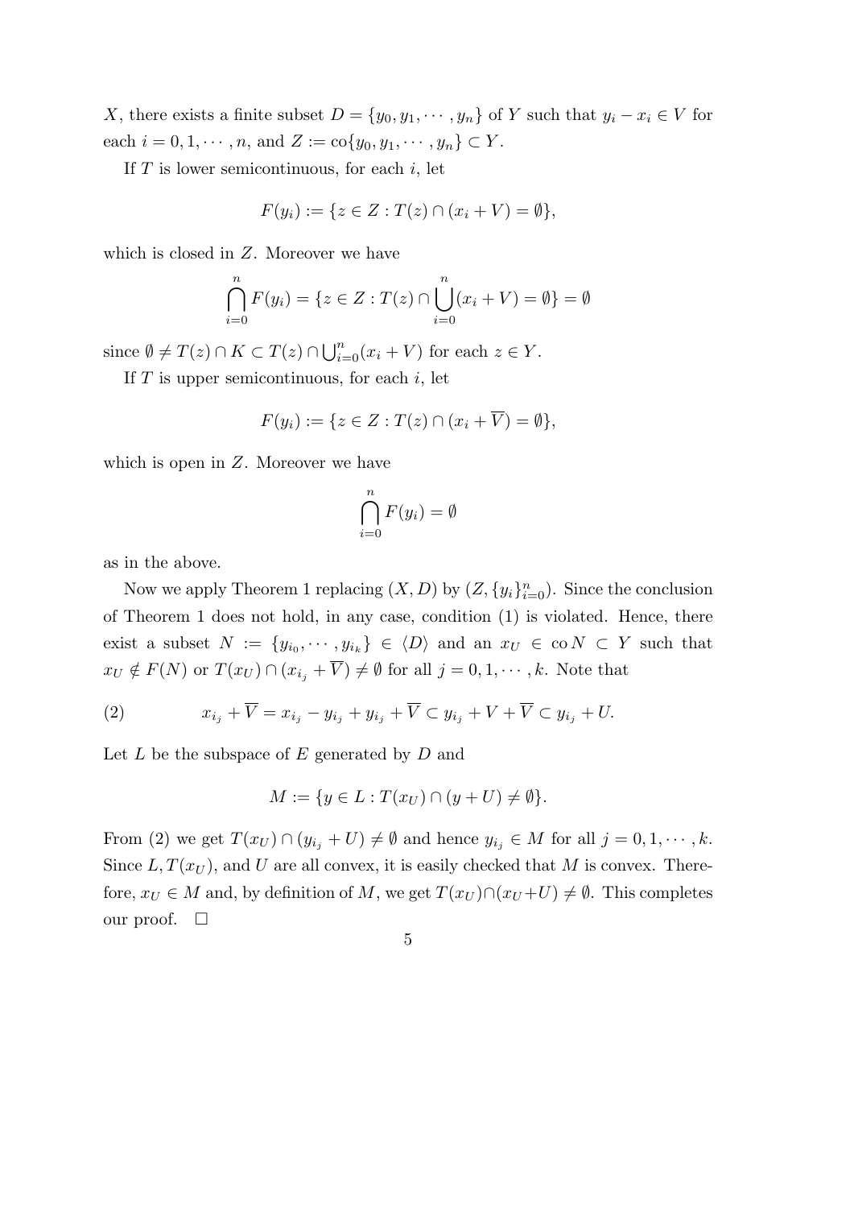$X$, there exists a finite subset $D = \{y_0, y_1, \cdots, y_n\}$ of $Y$ such that $y_i - x_i \in V$ for each $i = 0, 1, \cdots, n$, and $Z := \operatorname{co}\{y_0, y_1, \cdots, y_n\} \subset Y$.

If $T$ is lower semicontinuous, for each $i$, let

$$F(y_i) := \{z \in Z : T(z) \cap (x_i + V) = \emptyset\},$$

which is closed in $Z$. Moreover we have

$$\bigcap_{i=0}^{n} F(y_i) = \{z \in Z : T(z) \cap \bigcup_{i=0}^{n} (x_i + V) = \emptyset\} = \emptyset$$

since $\emptyset \neq T(z) \cap K \subset T(z) \cap \bigcup_{i=0}^{n} (x_i + V)$ for each $z \in Y$.

If $T$ is upper semicontinuous, for each $i$, let

$$F(y_i) := \{z \in Z : T(z) \cap (x_i + \overline{V}) = \emptyset\},$$

which is open in $Z$. Moreover we have

$$\bigcap_{i=0}^{n} F(y_i) = \emptyset$$

as in the above.

Now we apply Theorem 1 replacing $(X, D)$ by $(Z, \{y_i\}_{i=0}^{n})$. Since the conclusion of Theorem 1 does not hold, in any case, condition (1) is violated. Hence, there exist a subset $N := \{y_{i_0}, \cdots, y_{i_k}\} \in \langle D \rangle$ and an $x_U \in \operatorname{co} N \subset Y$ such that $x_U \notin F(N)$ or $T(x_U) \cap (x_{i_j} + \overline{V}) \neq \emptyset$ for all $j = 0, 1, \cdots, k$. Note that

$$x_{i_j} + \overline{V} = x_{i_j} - y_{i_j} + y_{i_j} + \overline{V} \subset y_{i_j} + V + \overline{V} \subset y_{i_j} + U. \tag{2}$$

Let $L$ be the subspace of $E$ generated by $D$ and

$$M := \{y \in L : T(x_U) \cap (y + U) \neq \emptyset\}.$$

From (2) we get $T(x_U) \cap (y_{i_j} + U) \neq \emptyset$ and hence $y_{i_j} \in M$ for all $j = 0, 1, \cdots, k$. Since $L, T(x_U)$, and $U$ are all convex, it is easily checked that $M$ is convex. Therefore, $x_U \in M$ and, by definition of $M$, we get $T(x_U) \cap (x_U + U) \neq \emptyset$. This completes our proof. $\square$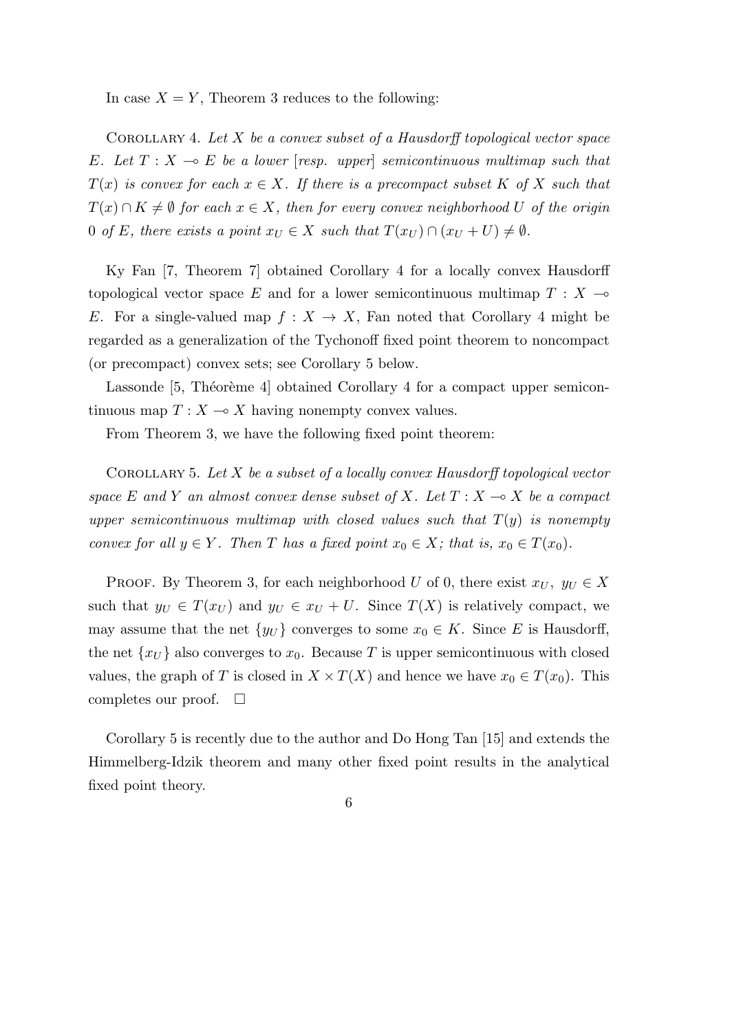In case $X = Y$, Theorem 3 reduces to the following:

COROLLARY 4. *Let $X$ be a convex subset of a Hausdorff topological vector space $E$. Let $T : X \multimap E$ be a lower [resp. upper] semicontinuous multimap such that $T(x)$ is convex for each $x \in X$. If there is a precompact subset $K$ of $X$ such that $T(x) \cap K \neq \emptyset$ for each $x \in X$, then for every convex neighborhood $U$ of the origin $0$ of $E$, there exists a point $x_U \in X$ such that $T(x_U) \cap (x_U + U) \neq \emptyset$.*

Ky Fan [7, Theorem 7] obtained Corollary 4 for a locally convex Hausdorff topological vector space $E$ and for a lower semicontinuous multimap $T : X \multimap E$. For a single-valued map $f : X \to X$, Fan noted that Corollary 4 might be regarded as a generalization of the Tychonoff fixed point theorem to noncompact (or precompact) convex sets; see Corollary 5 below.

Lassonde [5, Théorème 4] obtained Corollary 4 for a compact upper semicontinuous map $T : X \multimap X$ having nonempty convex values.

From Theorem 3, we have the following fixed point theorem:

COROLLARY 5. *Let $X$ be a subset of a locally convex Hausdorff topological vector space $E$ and $Y$ an almost convex dense subset of $X$. Let $T : X \multimap X$ be a compact upper semicontinuous multimap with closed values such that $T(y)$ is nonempty convex for all $y \in Y$. Then $T$ has a fixed point $x_0 \in X$; that is, $x_0 \in T(x_0)$.*

PROOF. By Theorem 3, for each neighborhood $U$ of 0, there exist $x_U,\ y_U \in X$ such that $y_U \in T(x_U)$ and $y_U \in x_U + U$. Since $T(X)$ is relatively compact, we may assume that the net $\{y_U\}$ converges to some $x_0 \in K$. Since $E$ is Hausdorff, the net $\{x_U\}$ also converges to $x_0$. Because $T$ is upper semicontinuous with closed values, the graph of $T$ is closed in $X \times T(X)$ and hence we have $x_0 \in T(x_0)$. This completes our proof. $\square$

Corollary 5 is recently due to the author and Do Hong Tan [15] and extends the Himmelberg-Idzik theorem and many other fixed point results in the analytical fixed point theory.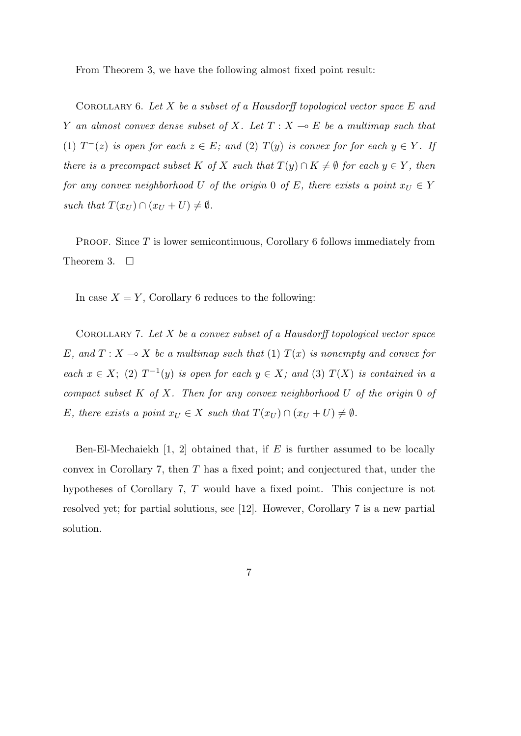From Theorem 3, we have the following almost fixed point result:

Corollary 6. *Let $X$ be a subset of a Hausdorff topological vector space $E$ and $Y$ an almost convex dense subset of $X$. Let $T : X \multimap E$ be a multimap such that (1) $T^{-}(z)$ is open for each $z \in E$; and (2) $T(y)$ is convex for for each $y \in Y$. If there is a precompact subset $K$ of $X$ such that $T(y) \cap K \neq \emptyset$ for each $y \in Y$, then for any convex neighborhood $U$ of the origin $0$ of $E$, there exists a point $x_U \in Y$ such that $T(x_U) \cap (x_U + U) \neq \emptyset$.*

Proof. Since $T$ is lower semicontinuous, Corollary 6 follows immediately from Theorem 3. $\square$

In case $X = Y$, Corollary 6 reduces to the following:

Corollary 7. *Let $X$ be a convex subset of a Hausdorff topological vector space $E$, and $T : X \multimap X$ be a multimap such that (1) $T(x)$ is nonempty and convex for each $x \in X$; (2) $T^{-1}(y)$ is open for each $y \in X$; and (3) $T(X)$ is contained in a compact subset $K$ of $X$. Then for any convex neighborhood $U$ of the origin $0$ of $E$, there exists a point $x_U \in X$ such that $T(x_U) \cap (x_U + U) \neq \emptyset$.*

Ben-El-Mechaiekh [1, 2] obtained that, if $E$ is further assumed to be locally convex in Corollary 7, then $T$ has a fixed point; and conjectured that, under the hypotheses of Corollary 7, $T$ would have a fixed point. This conjecture is not resolved yet; for partial solutions, see [12]. However, Corollary 7 is a new partial solution.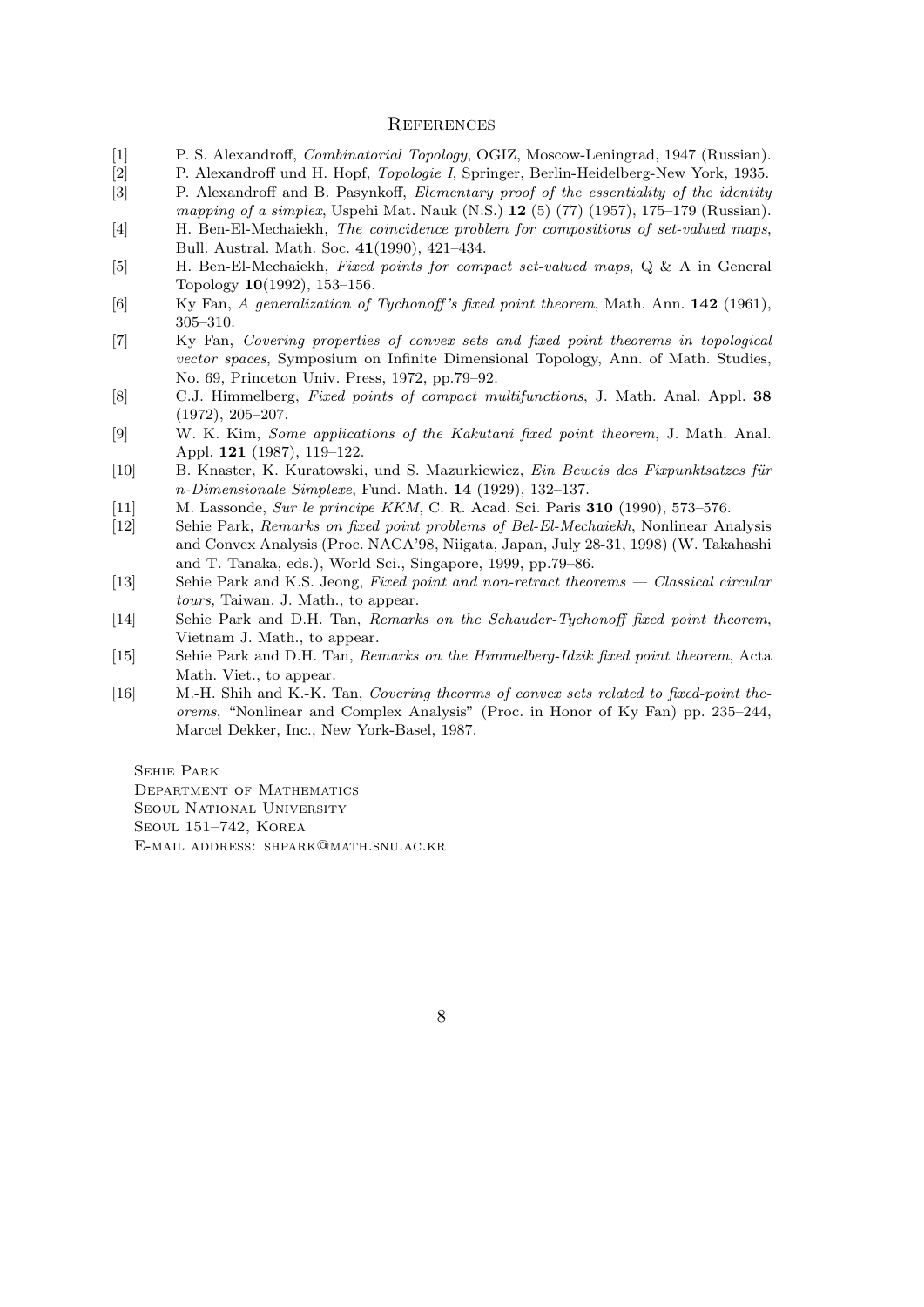## References

[1] P. S. Alexandroff, *Combinatorial Topology*, OGIZ, Moscow-Leningrad, 1947 (Russian).

[2] P. Alexandroff und H. Hopf, *Topologie I*, Springer, Berlin-Heidelberg-New York, 1935.

[3] P. Alexandroff and B. Pasynkoff, *Elementary proof of the essentiality of the identity mapping of a simplex*, Uspehi Mat. Nauk (N.S.) **12** (5) (77) (1957), 175–179 (Russian).

[4] H. Ben-El-Mechaiekh, *The coincidence problem for compositions of set-valued maps*, Bull. Austral. Math. Soc. **41**(1990), 421–434.

[5] H. Ben-El-Mechaiekh, *Fixed points for compact set-valued maps*, Q & A in General Topology **10**(1992), 153–156.

[6] Ky Fan, *A generalization of Tychonoff's fixed point theorem*, Math. Ann. **142** (1961), 305–310.

[7] Ky Fan, *Covering properties of convex sets and fixed point theorems in topological vector spaces*, Symposium on Infinite Dimensional Topology, Ann. of Math. Studies, No. 69, Princeton Univ. Press, 1972, pp.79–92.

[8] C.J. Himmelberg, *Fixed points of compact multifunctions*, J. Math. Anal. Appl. **38** (1972), 205–207.

[9] W. K. Kim, *Some applications of the Kakutani fixed point theorem*, J. Math. Anal. Appl. **121** (1987), 119–122.

[10] B. Knaster, K. Kuratowski, und S. Mazurkiewicz, *Ein Beweis des Fixpunktsatzes für n-Dimensionale Simplexe*, Fund. Math. **14** (1929), 132–137.

[11] M. Lassonde, *Sur le principe KKM*, C. R. Acad. Sci. Paris **310** (1990), 573–576.

[12] Sehie Park, *Remarks on fixed point problems of Bel-El-Mechaiekh*, Nonlinear Analysis and Convex Analysis (Proc. NACA'98, Niigata, Japan, July 28-31, 1998) (W. Takahashi and T. Tanaka, eds.), World Sci., Singapore, 1999, pp.79–86.

[13] Sehie Park and K.S. Jeong, *Fixed point and non-retract theorems — Classical circular tours*, Taiwan. J. Math., to appear.

[14] Sehie Park and D.H. Tan, *Remarks on the Schauder-Tychonoff fixed point theorem*, Vietnam J. Math., to appear.

[15] Sehie Park and D.H. Tan, *Remarks on the Himmelberg-Idzik fixed point theorem*, Acta Math. Viet., to appear.

[16] M.-H. Shih and K.-K. Tan, *Covering theorms of convex sets related to fixed-point theorems*, "Nonlinear and Complex Analysis" (Proc. in Honor of Ky Fan) pp. 235–244, Marcel Dekker, Inc., New York-Basel, 1987.

Sehie Park
Department of Mathematics
Seoul National University
Seoul 151–742, Korea
E-mail address: shpark@math.snu.ac.kr